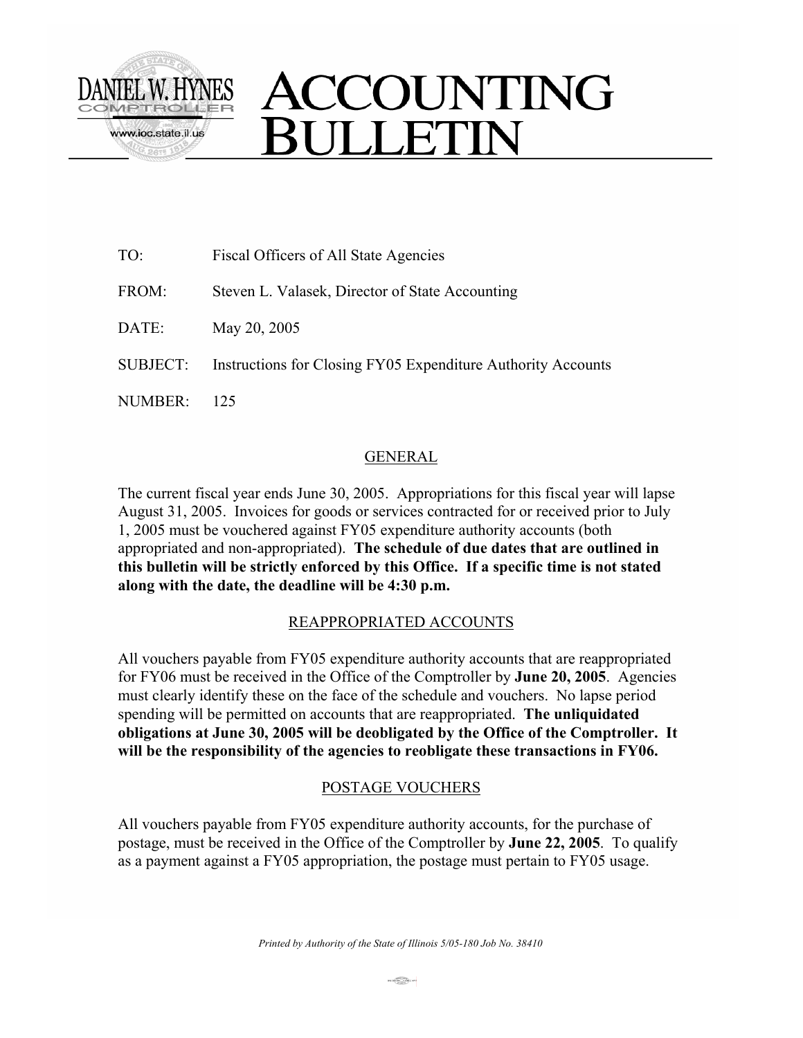DANIEL W. HYNES
COMPTROLLER
www.ioc.state.il.us

# ACCOUNTING BULLETIN

TO: Fiscal Officers of All State Agencies

FROM: Steven L. Valasek, Director of State Accounting

DATE: May 20, 2005

SUBJECT: Instructions for Closing FY05 Expenditure Authority Accounts

NUMBER: 125

## GENERAL

The current fiscal year ends June 30, 2005. Appropriations for this fiscal year will lapse August 31, 2005. Invoices for goods or services contracted for or received prior to July 1, 2005 must be vouchered against FY05 expenditure authority accounts (both appropriated and non-appropriated). **The schedule of due dates that are outlined in this bulletin will be strictly enforced by this Office. If a specific time is not stated along with the date, the deadline will be 4:30 p.m.**

## REAPPROPRIATED ACCOUNTS

All vouchers payable from FY05 expenditure authority accounts that are reappropriated for FY06 must be received in the Office of the Comptroller by **June 20, 2005**. Agencies must clearly identify these on the face of the schedule and vouchers. No lapse period spending will be permitted on accounts that are reappropriated. **The unliquidated obligations at June 30, 2005 will be deobligated by the Office of the Comptroller. It will be the responsibility of the agencies to reobligate these transactions in FY06.**

## POSTAGE VOUCHERS

All vouchers payable from FY05 expenditure authority accounts, for the purchase of postage, must be received in the Office of the Comptroller by **June 22, 2005**. To qualify as a payment against a FY05 appropriation, the postage must pertain to FY05 usage.

*Printed by Authority of the State of Illinois 5/05-180 Job No. 38410*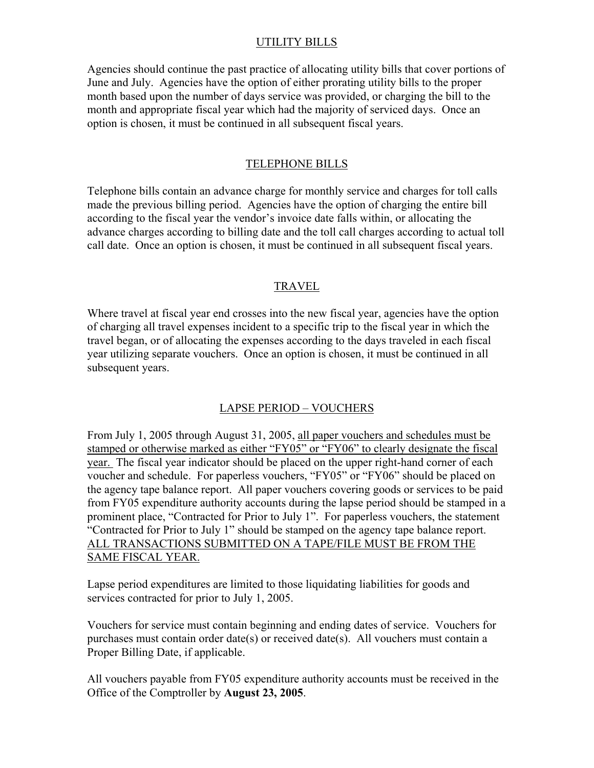## UTILITY BILLS

Agencies should continue the past practice of allocating utility bills that cover portions of June and July. Agencies have the option of either prorating utility bills to the proper month based upon the number of days service was provided, or charging the bill to the month and appropriate fiscal year which had the majority of serviced days. Once an option is chosen, it must be continued in all subsequent fiscal years.

## TELEPHONE BILLS

Telephone bills contain an advance charge for monthly service and charges for toll calls made the previous billing period. Agencies have the option of charging the entire bill according to the fiscal year the vendor's invoice date falls within, or allocating the advance charges according to billing date and the toll call charges according to actual toll call date. Once an option is chosen, it must be continued in all subsequent fiscal years.

## TRAVEL

Where travel at fiscal year end crosses into the new fiscal year, agencies have the option of charging all travel expenses incident to a specific trip to the fiscal year in which the travel began, or of allocating the expenses according to the days traveled in each fiscal year utilizing separate vouchers. Once an option is chosen, it must be continued in all subsequent years.

## LAPSE PERIOD – VOUCHERS

From July 1, 2005 through August 31, 2005, <u>all paper vouchers and schedules must be stamped or otherwise marked as either "FY05" or "FY06" to clearly designate the fiscal year.</u> The fiscal year indicator should be placed on the upper right-hand corner of each voucher and schedule. For paperless vouchers, "FY05" or "FY06" should be placed on the agency tape balance report. All paper vouchers covering goods or services to be paid from FY05 expenditure authority accounts during the lapse period should be stamped in a prominent place, "Contracted for Prior to July 1". For paperless vouchers, the statement "Contracted for Prior to July 1" should be stamped on the agency tape balance report. <u>ALL TRANSACTIONS SUBMITTED ON A TAPE/FILE MUST BE FROM THE SAME FISCAL YEAR.</u>

Lapse period expenditures are limited to those liquidating liabilities for goods and services contracted for prior to July 1, 2005.

Vouchers for service must contain beginning and ending dates of service. Vouchers for purchases must contain order date(s) or received date(s). All vouchers must contain a Proper Billing Date, if applicable.

All vouchers payable from FY05 expenditure authority accounts must be received in the Office of the Comptroller by **August 23, 2005**.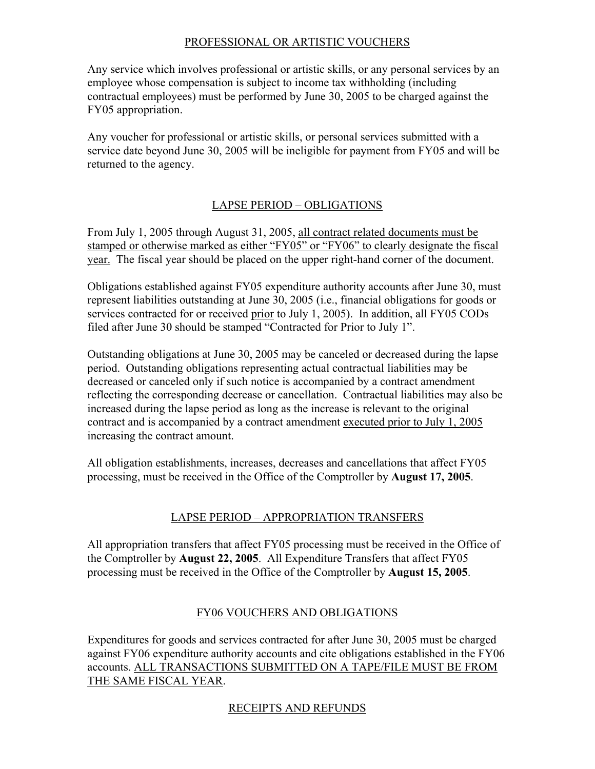## PROFESSIONAL OR ARTISTIC VOUCHERS

Any service which involves professional or artistic skills, or any personal services by an employee whose compensation is subject to income tax withholding (including contractual employees) must be performed by June 30, 2005 to be charged against the FY05 appropriation.

Any voucher for professional or artistic skills, or personal services submitted with a service date beyond June 30, 2005 will be ineligible for payment from FY05 and will be returned to the agency.

## LAPSE PERIOD – OBLIGATIONS

From July 1, 2005 through August 31, 2005, all contract related documents must be stamped or otherwise marked as either "FY05" or "FY06" to clearly designate the fiscal year. The fiscal year should be placed on the upper right-hand corner of the document.

Obligations established against FY05 expenditure authority accounts after June 30, must represent liabilities outstanding at June 30, 2005 (i.e., financial obligations for goods or services contracted for or received prior to July 1, 2005). In addition, all FY05 CODs filed after June 30 should be stamped "Contracted for Prior to July 1".

Outstanding obligations at June 30, 2005 may be canceled or decreased during the lapse period. Outstanding obligations representing actual contractual liabilities may be decreased or canceled only if such notice is accompanied by a contract amendment reflecting the corresponding decrease or cancellation. Contractual liabilities may also be increased during the lapse period as long as the increase is relevant to the original contract and is accompanied by a contract amendment executed prior to July 1, 2005 increasing the contract amount.

All obligation establishments, increases, decreases and cancellations that affect FY05 processing, must be received in the Office of the Comptroller by **August 17, 2005**.

## LAPSE PERIOD – APPROPRIATION TRANSFERS

All appropriation transfers that affect FY05 processing must be received in the Office of the Comptroller by **August 22, 2005**. All Expenditure Transfers that affect FY05 processing must be received in the Office of the Comptroller by **August 15, 2005**.

## FY06 VOUCHERS AND OBLIGATIONS

Expenditures for goods and services contracted for after June 30, 2005 must be charged against FY06 expenditure authority accounts and cite obligations established in the FY06 accounts. ALL TRANSACTIONS SUBMITTED ON A TAPE/FILE MUST BE FROM THE SAME FISCAL YEAR.

## RECEIPTS AND REFUNDS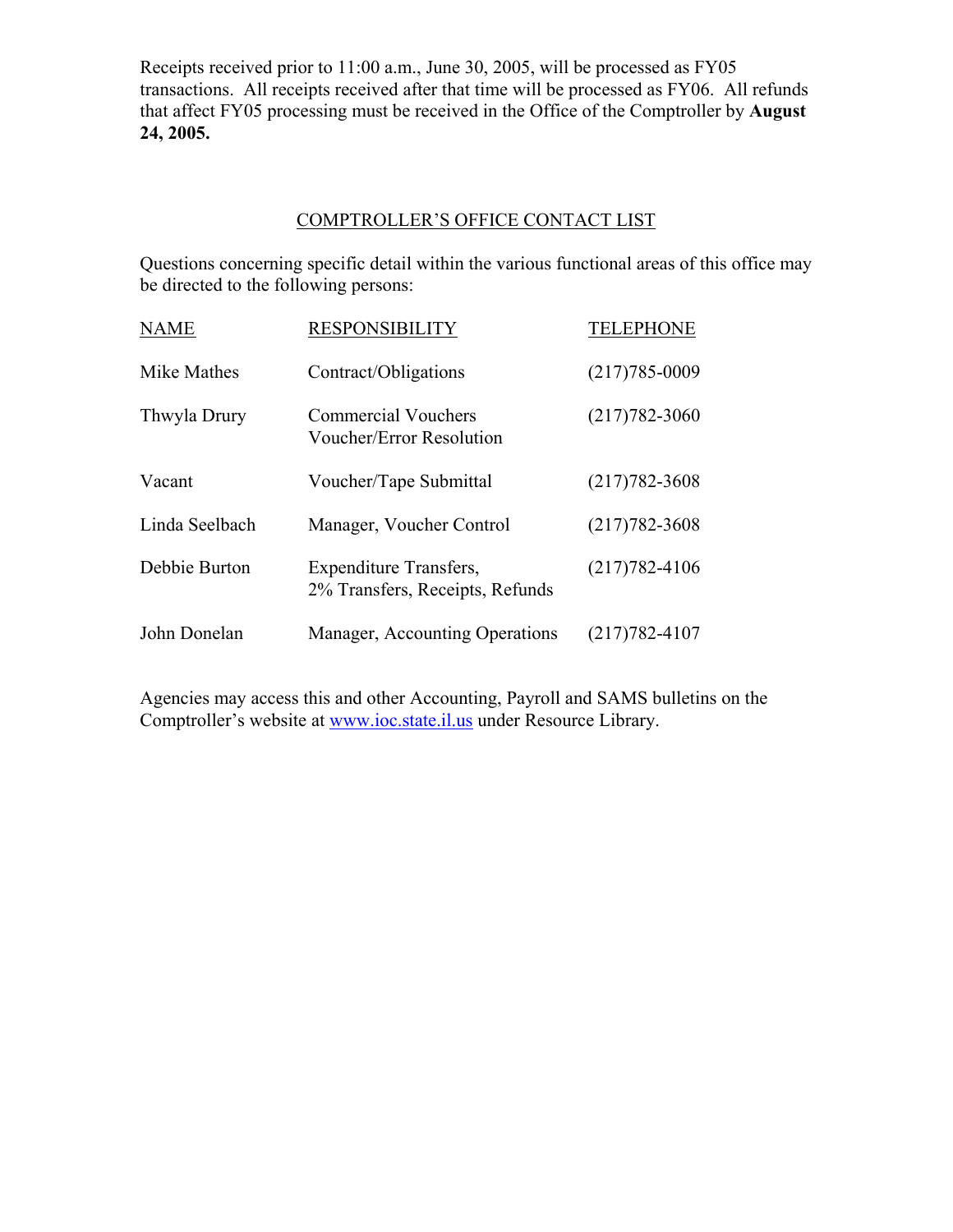Receipts received prior to 11:00 a.m., June 30, 2005, will be processed as FY05 transactions. All receipts received after that time will be processed as FY06. All refunds that affect FY05 processing must be received in the Office of the Comptroller by **August 24, 2005.**

## COMPTROLLER'S OFFICE CONTACT LIST

Questions concerning specific detail within the various functional areas of this office may be directed to the following persons:

| NAME | RESPONSIBILITY | TELEPHONE |
| --- | --- | --- |
| Mike Mathes | Contract/Obligations | (217)785-0009 |
| Thwyla Drury | Commercial Vouchers Voucher/Error Resolution | (217)782-3060 |
| Vacant | Voucher/Tape Submittal | (217)782-3608 |
| Linda Seelbach | Manager, Voucher Control | (217)782-3608 |
| Debbie Burton | Expenditure Transfers, 2% Transfers, Receipts, Refunds | (217)782-4106 |
| John Donelan | Manager, Accounting Operations | (217)782-4107 |

Agencies may access this and other Accounting, Payroll and SAMS bulletins on the Comptroller's website at www.ioc.state.il.us under Resource Library.